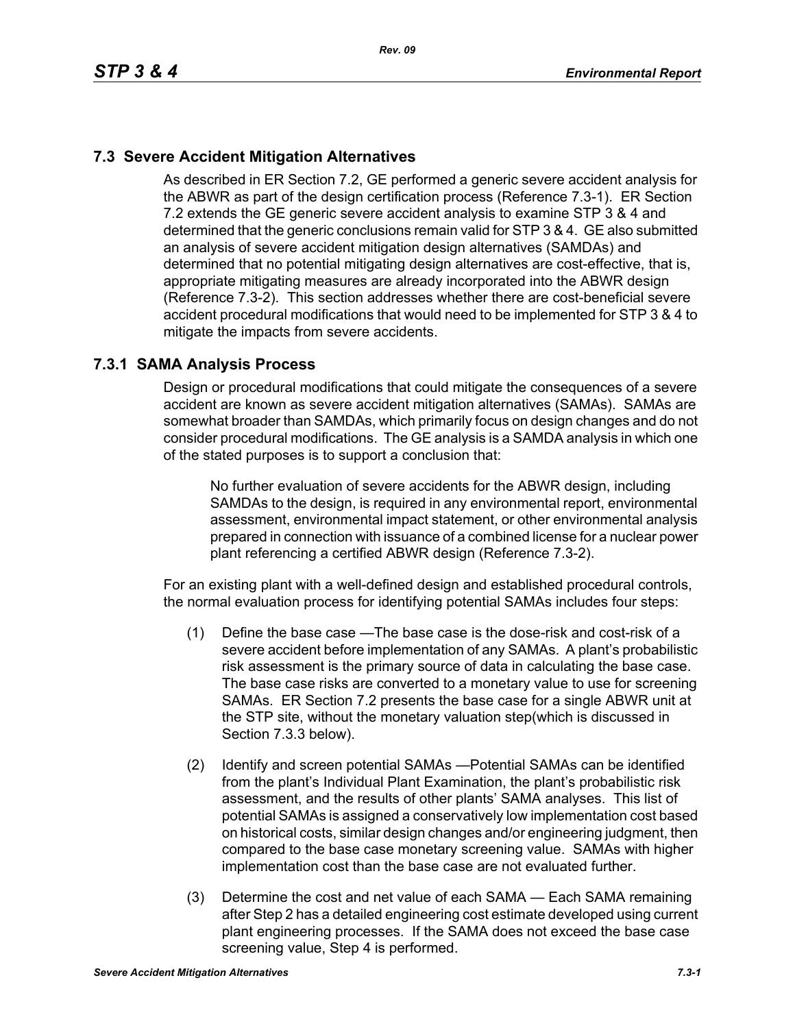## 7.3 Severe Accident Mitigation Alternatives

As described in ER Section 7.2, GE performed a generic severe accident analysis for the ABWR as part of the design certification process (Reference 7.3-1). ER Section 7.2 extends the GE generic severe accident analysis to examine STP 3 & 4 and determined that the generic conclusions remain valid for STP 3 & 4. GE also submitted an analysis of severe accident mitigation design alternatives (SAMDAs) and determined that no potential mitigating design alternatives are cost-effective, that is, appropriate mitigating measures are already incorporated into the ABWR design (Reference 7.3-2). This section addresses whether there are cost-beneficial severe accident procedural modifications that would need to be implemented for STP 3 & 4 to mitigate the impacts from severe accidents.

### 7.3.1 SAMA Analysis Process

Design or procedural modifications that could mitigate the consequences of a severe accident are known as severe accident mitigation alternatives (SAMAs). SAMAs are somewhat broader than SAMDAs, which primarily focus on design changes and do not consider procedural modifications. The GE analysis is a SAMDA analysis in which one of the stated purposes is to support a conclusion that:

> No further evaluation of severe accidents for the ABWR design, including SAMDAs to the design, is required in any environmental report, environmental assessment, environmental impact statement, or other environmental analysis prepared in connection with issuance of a combined license for a nuclear power plant referencing a certified ABWR design (Reference 7.3-2).

For an existing plant with a well-defined design and established procedural controls, the normal evaluation process for identifying potential SAMAs includes four steps:

(1) Define the base case —The base case is the dose-risk and cost-risk of a severe accident before implementation of any SAMAs. A plant's probabilistic risk assessment is the primary source of data in calculating the base case. The base case risks are converted to a monetary value to use for screening SAMAs. ER Section 7.2 presents the base case for a single ABWR unit at the STP site, without the monetary valuation step(which is discussed in Section 7.3.3 below).

(2) Identify and screen potential SAMAs —Potential SAMAs can be identified from the plant's Individual Plant Examination, the plant's probabilistic risk assessment, and the results of other plants' SAMA analyses. This list of potential SAMAs is assigned a conservatively low implementation cost based on historical costs, similar design changes and/or engineering judgment, then compared to the base case monetary screening value. SAMAs with higher implementation cost than the base case are not evaluated further.

(3) Determine the cost and net value of each SAMA — Each SAMA remaining after Step 2 has a detailed engineering cost estimate developed using current plant engineering processes. If the SAMA does not exceed the base case screening value, Step 4 is performed.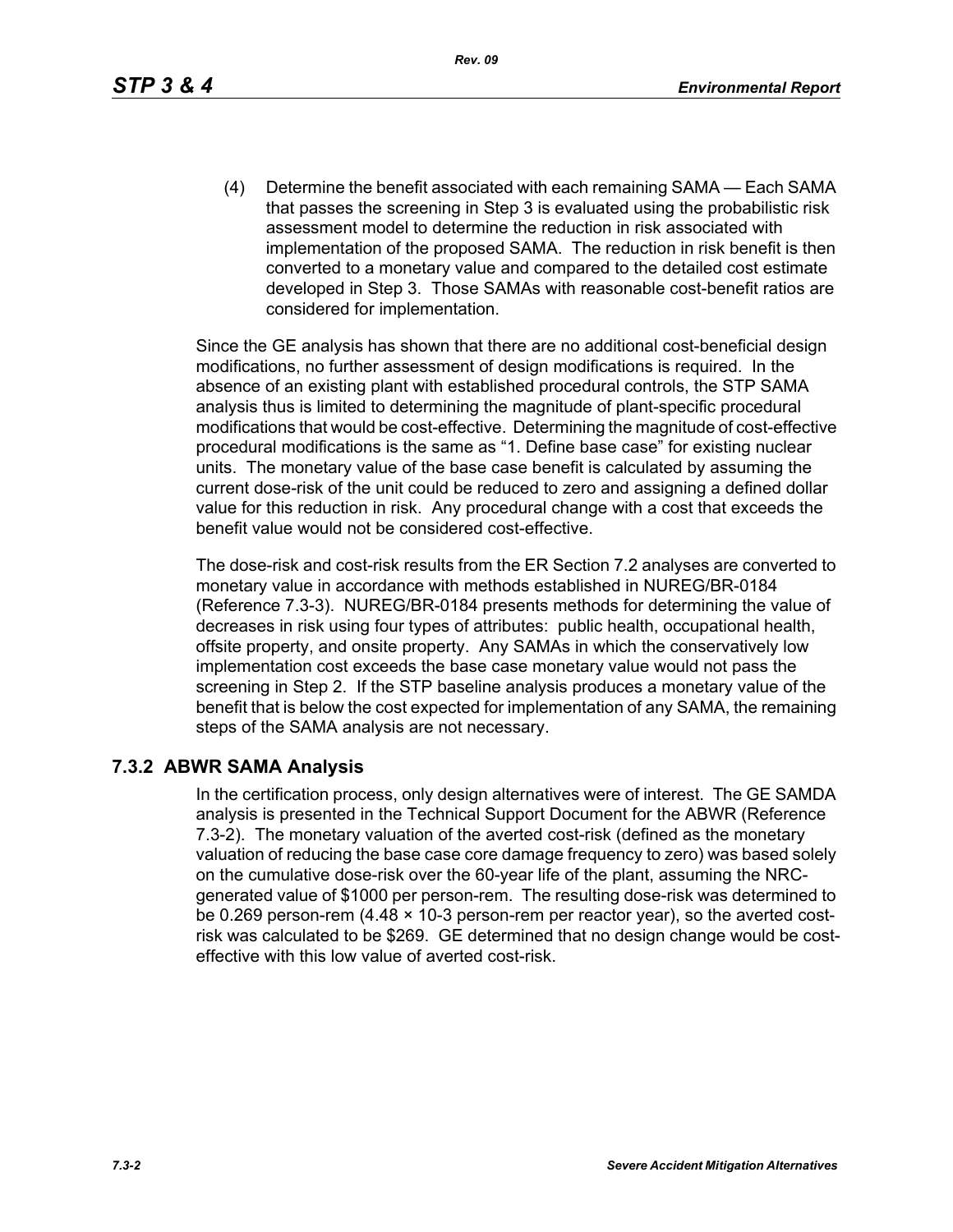(4) Determine the benefit associated with each remaining SAMA — Each SAMA that passes the screening in Step 3 is evaluated using the probabilistic risk assessment model to determine the reduction in risk associated with implementation of the proposed SAMA. The reduction in risk benefit is then converted to a monetary value and compared to the detailed cost estimate developed in Step 3. Those SAMAs with reasonable cost-benefit ratios are considered for implementation.

Since the GE analysis has shown that there are no additional cost-beneficial design modifications, no further assessment of design modifications is required. In the absence of an existing plant with established procedural controls, the STP SAMA analysis thus is limited to determining the magnitude of plant-specific procedural modifications that would be cost-effective. Determining the magnitude of cost-effective procedural modifications is the same as "1. Define base case" for existing nuclear units. The monetary value of the base case benefit is calculated by assuming the current dose-risk of the unit could be reduced to zero and assigning a defined dollar value for this reduction in risk. Any procedural change with a cost that exceeds the benefit value would not be considered cost-effective.

The dose-risk and cost-risk results from the ER Section 7.2 analyses are converted to monetary value in accordance with methods established in NUREG/BR-0184 (Reference 7.3-3). NUREG/BR-0184 presents methods for determining the value of decreases in risk using four types of attributes: public health, occupational health, offsite property, and onsite property. Any SAMAs in which the conservatively low implementation cost exceeds the base case monetary value would not pass the screening in Step 2. If the STP baseline analysis produces a monetary value of the benefit that is below the cost expected for implementation of any SAMA, the remaining steps of the SAMA analysis are not necessary.

## 7.3.2 ABWR SAMA Analysis

In the certification process, only design alternatives were of interest. The GE SAMDA analysis is presented in the Technical Support Document for the ABWR (Reference 7.3-2). The monetary valuation of the averted cost-risk (defined as the monetary valuation of reducing the base case core damage frequency to zero) was based solely on the cumulative dose-risk over the 60-year life of the plant, assuming the NRC-generated value of $1000 per person-rem. The resulting dose-risk was determined to be 0.269 person-rem ($4.48 \times 10^{-3}$ person-rem per reactor year), so the averted cost-risk was calculated to be $269. GE determined that no design change would be cost-effective with this low value of averted cost-risk.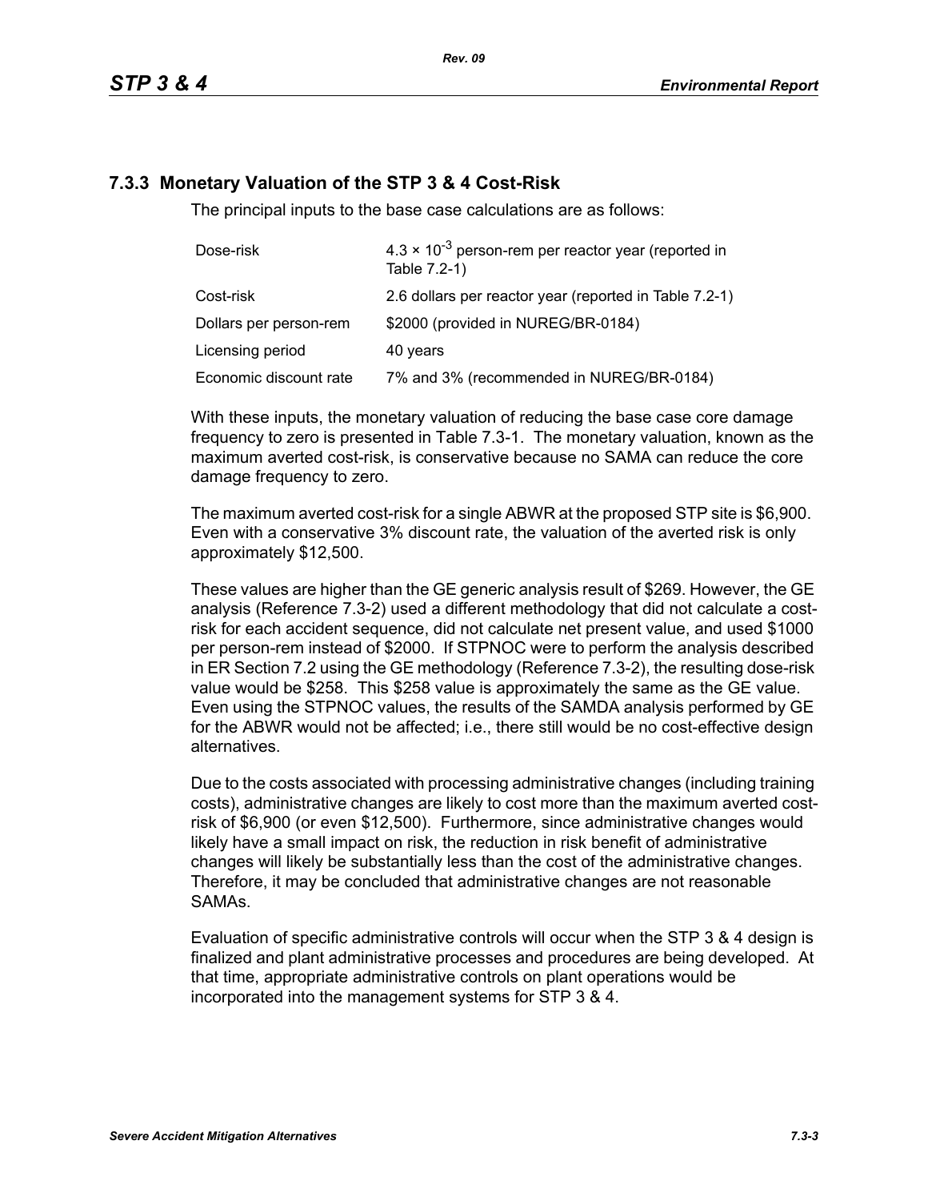### 7.3.3 Monetary Valuation of the STP 3 & 4 Cost-Risk

The principal inputs to the base case calculations are as follows:

| | |
|---|---|
| Dose-risk | $4.3 \times 10^{-3}$ person-rem per reactor year (reported in Table 7.2-1) |
| Cost-risk | 2.6 dollars per reactor year (reported in Table 7.2-1) |
| Dollars per person-rem | \$2000 (provided in NUREG/BR-0184) |
| Licensing period | 40 years |
| Economic discount rate | 7% and 3% (recommended in NUREG/BR-0184) |

With these inputs, the monetary valuation of reducing the base case core damage frequency to zero is presented in Table 7.3-1. The monetary valuation, known as the maximum averted cost-risk, is conservative because no SAMA can reduce the core damage frequency to zero.

The maximum averted cost-risk for a single ABWR at the proposed STP site is \$6,900. Even with a conservative 3% discount rate, the valuation of the averted risk is only approximately \$12,500.

These values are higher than the GE generic analysis result of \$269. However, the GE analysis (Reference 7.3-2) used a different methodology that did not calculate a cost-risk for each accident sequence, did not calculate net present value, and used \$1000 per person-rem instead of \$2000. If STPNOC were to perform the analysis described in ER Section 7.2 using the GE methodology (Reference 7.3-2), the resulting dose-risk value would be \$258. This \$258 value is approximately the same as the GE value. Even using the STPNOC values, the results of the SAMDA analysis performed by GE for the ABWR would not be affected; i.e., there still would be no cost-effective design alternatives.

Due to the costs associated with processing administrative changes (including training costs), administrative changes are likely to cost more than the maximum averted cost-risk of \$6,900 (or even \$12,500). Furthermore, since administrative changes would likely have a small impact on risk, the reduction in risk benefit of administrative changes will likely be substantially less than the cost of the administrative changes. Therefore, it may be concluded that administrative changes are not reasonable SAMAs.

Evaluation of specific administrative controls will occur when the STP 3 & 4 design is finalized and plant administrative processes and procedures are being developed. At that time, appropriate administrative controls on plant operations would be incorporated into the management systems for STP 3 & 4.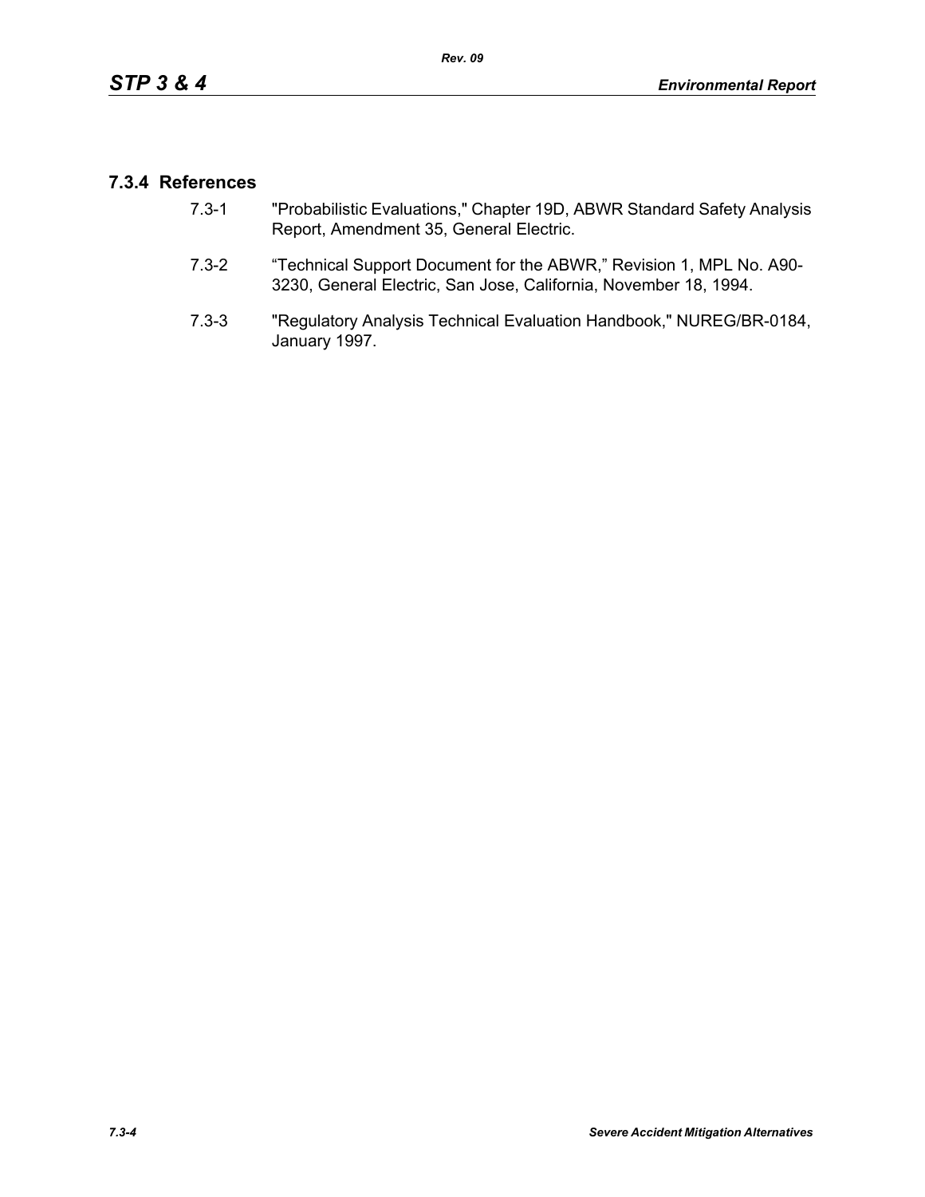### 7.3.4 References

7.3-1 "Probabilistic Evaluations," Chapter 19D, ABWR Standard Safety Analysis Report, Amendment 35, General Electric.

7.3-2 "Technical Support Document for the ABWR," Revision 1, MPL No. A90-3230, General Electric, San Jose, California, November 18, 1994.

7.3-3 "Regulatory Analysis Technical Evaluation Handbook," NUREG/BR-0184, January 1997.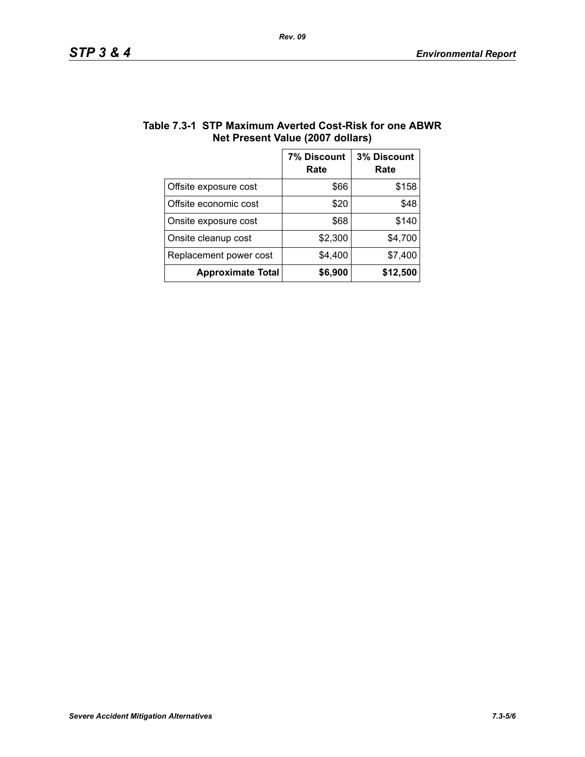**Table 7.3-1 STP Maximum Averted Cost-Risk for one ABWR Net Present Value (2007 dollars)**

| | 7% Discount Rate | 3% Discount Rate |
|---|---|---|
| Offsite exposure cost | $66 | $158 |
| Offsite economic cost | $20 | $48 |
| Onsite exposure cost | $68 | $140 |
| Onsite cleanup cost | $2,300 | $4,700 |
| Replacement power cost | $4,400 | $7,400 |
| **Approximate Total** | **$6,900** | **$12,500** |